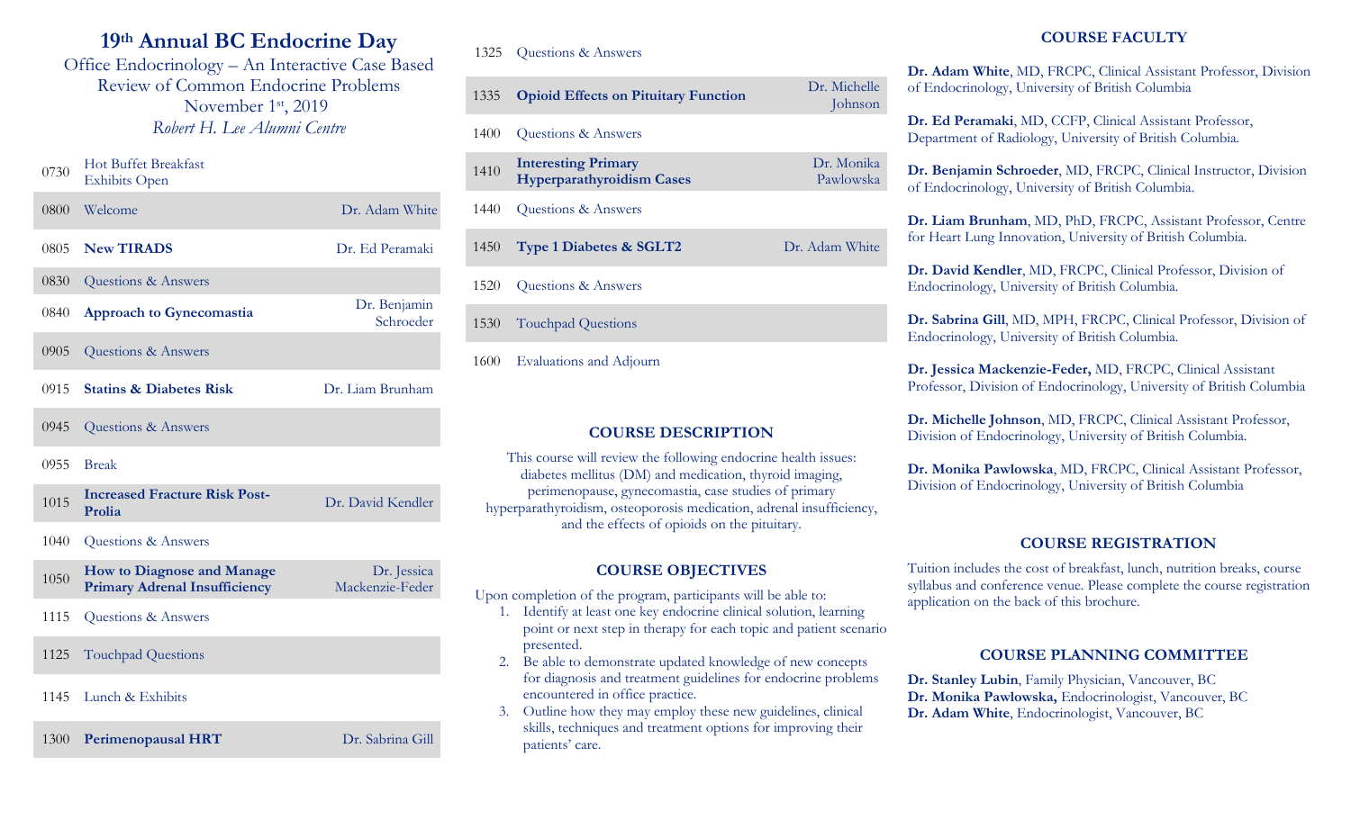# 19th Annual BC Endocrine Day

Office Endocrinology – An Interactive Case Based Review of Common Endocrine Problems

November 1st, 2019

*Robert H. Lee Alumni Centre*

| Time | Session | Speaker |
|---|---|---|
| 0730 | Hot Buffet Breakfast<br>Exhibits Open | |
| 0800 | Welcome | Dr. Adam White |
| 0805 | **New TIRADS** | Dr. Ed Peramaki |
| 0830 | Questions & Answers | |
| 0840 | **Approach to Gynecomastia** | Dr. Benjamin Schroeder |
| 0905 | Questions & Answers | |
| 0915 | **Statins & Diabetes Risk** | Dr. Liam Brunham |
| 0945 | Questions & Answers | |
| 0955 | Break | |
| 1015 | **Increased Fracture Risk Post-Prolia** | Dr. David Kendler |
| 1040 | Questions & Answers | |
| 1050 | **How to Diagnose and Manage Primary Adrenal Insufficiency** | Dr. Jessica Mackenzie-Feder |
| 1115 | Questions & Answers | |
| 1125 | Touchpad Questions | |
| 1145 | Lunch & Exhibits | |
| 1300 | **Perimenopausal HRT** | Dr. Sabrina Gill |
| 1325 | Questions & Answers | |
| 1335 | **Opioid Effects on Pituitary Function** | Dr. Michelle Johnson |
| 1400 | Questions & Answers | |
| 1410 | **Interesting Primary Hyperparathyroidism Cases** | Dr. Monika Pawlowska |
| 1440 | Questions & Answers | |
| 1450 | **Type 1 Diabetes & SGLT2** | Dr. Adam White |
| 1520 | Questions & Answers | |
| 1530 | Touchpad Questions | |
| 1600 | Evaluations and Adjourn | |

## COURSE DESCRIPTION

This course will review the following endocrine health issues: diabetes mellitus (DM) and medication, thyroid imaging, perimenopause, gynecomastia, case studies of primary hyperparathyroidism, osteoporosis medication, adrenal insufficiency, and the effects of opioids on the pituitary.

## COURSE OBJECTIVES

Upon completion of the program, participants will be able to:

1. Identify at least one key endocrine clinical solution, learning point or next step in therapy for each topic and patient scenario presented.
2. Be able to demonstrate updated knowledge of new concepts for diagnosis and treatment guidelines for endocrine problems encountered in office practice.
3. Outline how they may employ these new guidelines, clinical skills, techniques and treatment options for improving their patients' care.

## COURSE FACULTY

**Dr. Adam White**, MD, FRCPC, Clinical Assistant Professor, Division of Endocrinology, University of British Columbia

**Dr. Ed Peramaki**, MD, CCFP, Clinical Assistant Professor, Department of Radiology, University of British Columbia.

**Dr. Benjamin Schroeder**, MD, FRCPC, Clinical Instructor, Division of Endocrinology, University of British Columbia.

**Dr. Liam Brunham**, MD, PhD, FRCPC, Assistant Professor, Centre for Heart Lung Innovation, University of British Columbia.

**Dr. David Kendler**, MD, FRCPC, Clinical Professor, Division of Endocrinology, University of British Columbia.

**Dr. Sabrina Gill**, MD, MPH, FRCPC, Clinical Professor, Division of Endocrinology, University of British Columbia.

**Dr. Jessica Mackenzie-Feder,** MD, FRCPC, Clinical Assistant Professor, Division of Endocrinology, University of British Columbia

**Dr. Michelle Johnson**, MD, FRCPC, Clinical Assistant Professor, Division of Endocrinology, University of British Columbia.

**Dr. Monika Pawlowska**, MD, FRCPC, Clinical Assistant Professor, Division of Endocrinology, University of British Columbia

## COURSE REGISTRATION

Tuition includes the cost of breakfast, lunch, nutrition breaks, course syllabus and conference venue. Please complete the course registration application on the back of this brochure.

## COURSE PLANNING COMMITTEE

**Dr. Stanley Lubin**, Family Physician, Vancouver, BC
**Dr. Monika Pawlowska,** Endocrinologist, Vancouver, BC
**Dr. Adam White**, Endocrinologist, Vancouver, BC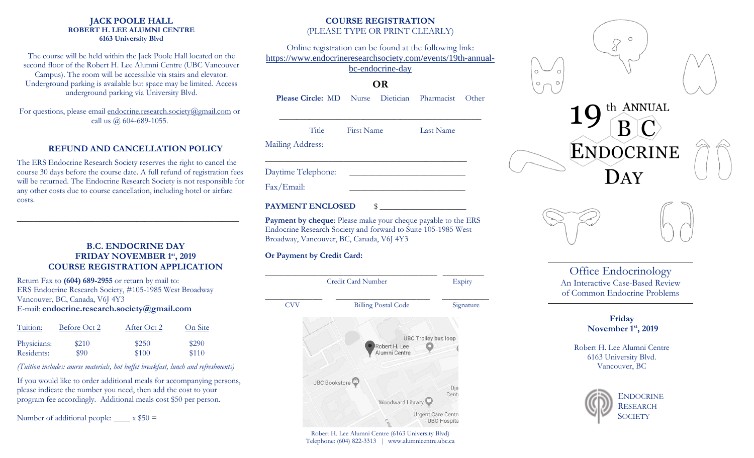**JACK POOLE HALL**
**ROBERT H. LEE ALUMNI CENTRE**
**6163 University Blvd**

The course will be held within the Jack Poole Hall located on the second floor of the Robert H. Lee Alumni Centre (UBC Vancouver Campus). The room will be accessible via stairs and elevator. Underground parking is available but space may be limited. Access underground parking via University Blvd.

For questions, please email endocrine.research.society@gmail.com or call us @ 604-689-1055.

## REFUND AND CANCELLATION POLICY

The ERS Endocrine Research Society reserves the right to cancel the course 30 days before the course date. A full refund of registration fees will be returned. The Endocrine Research Society is not responsible for any other costs due to course cancellation, including hotel or airfare costs.

## B.C. ENDOCRINE DAY
## FRIDAY NOVEMBER 1st, 2019
## COURSE REGISTRATION APPLICATION

Return Fax to **(604) 689-2955** or return by mail to:
ERS Endocrine Research Society, #105-1985 West Broadway
Vancouver, BC, Canada, V6J 4Y3
E-mail: **endocrine.research.society@gmail.com**

| Tuition: | Before Oct 2 | After Oct 2 | On Site |
|---|---|---|---|
| Physicians: | $210 | $250 | $290 |
| Residents: | $90 | $100 | $110 |

*(Tuition includes: course materials, hot buffet breakfast, lunch and refreshments)*

If you would like to order additional meals for accompanying persons, please indicate the number you need, then add the cost to your program fee accordingly. Additional meals cost $50 per person.

Number of additional people: ____ x $50 =

## COURSE REGISTRATION
(PLEASE TYPE OR PRINT CLEARLY)

Online registration can be found at the following link:
https://www.endocrineresearchsociety.com/events/19th-annual-bc-endocrine-day

**OR**

**Please Circle:** MD Nurse Dietician Pharmacist Other

________________________________________
Title First Name Last Name

Mailing Address:

________________________________________

Daytime Telephone: ____________________

Fax/Email: ____________________

**PAYMENT ENCLOSED** $ ________________

**Payment by cheque**: Please make your cheque payable to the ERS Endocrine Research Society and forward to Suite 105-1985 West Broadway, Vancouver, BC, Canada, V6J 4Y3

**Or Payment by Credit Card:**

________________________________ ________
Credit Card Number Expiry

__________ ________________ __________
CVV Billing Postal Code Signature

UBC Trolley bus loop
Robert H. Lee Alumni Centre
UBC Bookstore
Woodward Library
Urgent Care Centre - UBC Hospital

Robert H. Lee Alumni Centre (6163 University Blvd)
Telephone: (604) 822-3313 | www.alumnicentre.ubc.ca

# 19th ANNUAL BC ENDOCRINE DAY

Office Endocrinology
An Interactive Case-Based Review of Common Endocrine Problems

**Friday**
**November 1st, 2019**

Robert H. Lee Alumni Centre
6163 University Blvd.
Vancouver, BC

ENDOCRINE RESEARCH SOCIETY